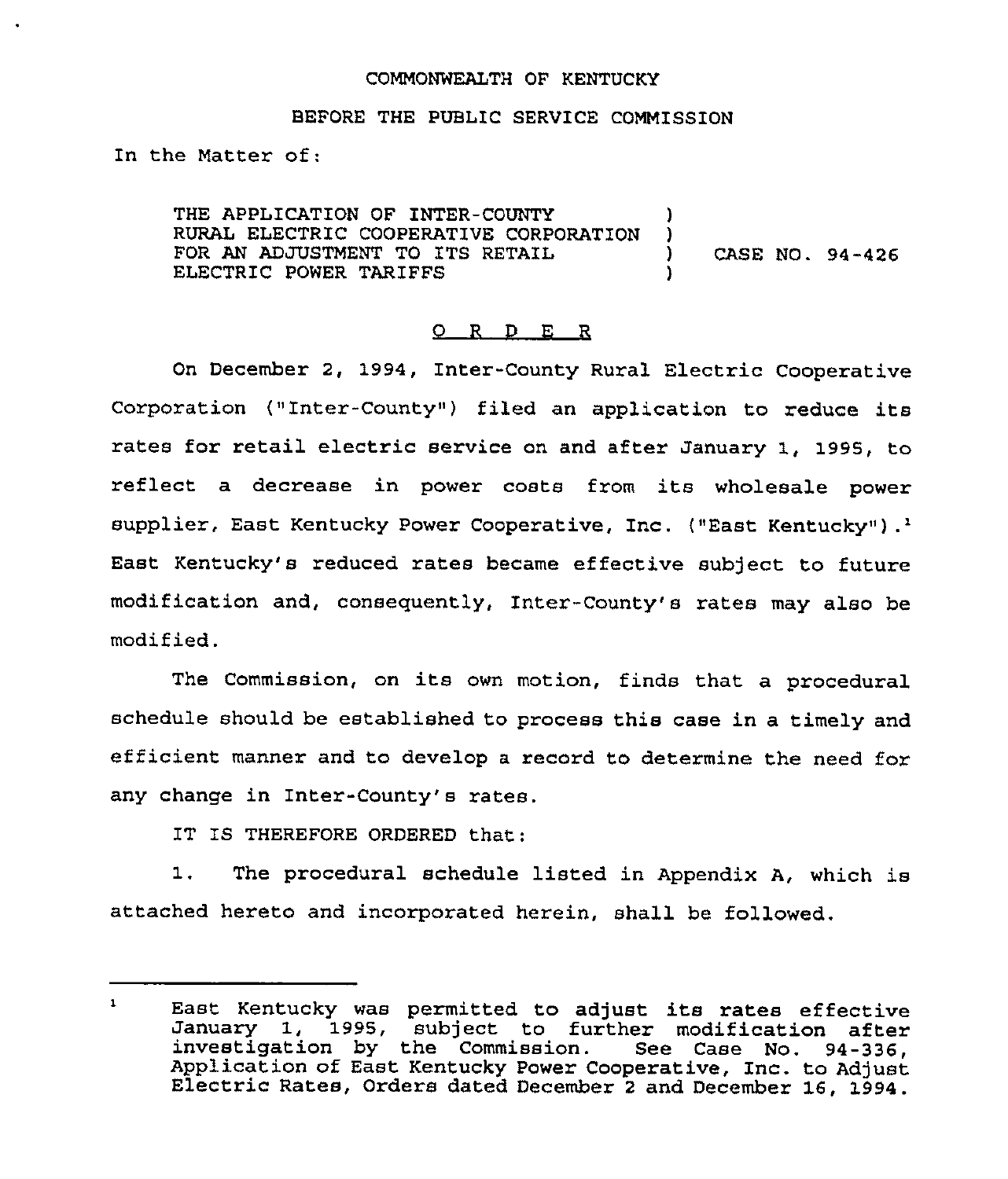COMMONWEALTH OF KENTUCKY

BEFORE THE PUBLIC SERVICE COMMISSION

In the Matter of:

THE APPLICATION OF INTER-COUNTY RURAL ELECTRIC COOPERATIVE CORPORATION FOR AN ADJUSTMENT TO ITS RETAIL ELECTRIC POWER TARIFFS ) CASE NO. 94-426

O R D E R

On December 2, 1994, Inter-County Rural Electric Cooperative Corporation ("Inter-County") filed an application to reduce its rates for retail electric service on and after January 1, 1995, to reflect a decrease in power costs from its wholesale power supplier, East Kentucky Power Cooperative, Inc. ("East Kentucky").[1] East Kentucky's reduced rates became effective subject to future modification and, consequently, Inter-County's rates may also be modified.

The Commission, on its own motion, finds that a procedural schedule should be established to process this case in a timely and efficient manner and to develop a record to determine the need for any change in Inter-County's rates.

IT IS THEREFORE ORDERED that:

1. The procedural schedule listed in Appendix A, which is attached hereto and incorporated herein, shall be followed.

---

[1] East Kentucky was permitted to adjust its rates effective January 1, 1995, subject to further modification after investigation by the Commission. See Case No. 94-336, Application of East Kentucky Power Cooperative, Inc. to Adjust Electric Rates, Orders dated December 2 and December 16, 1994.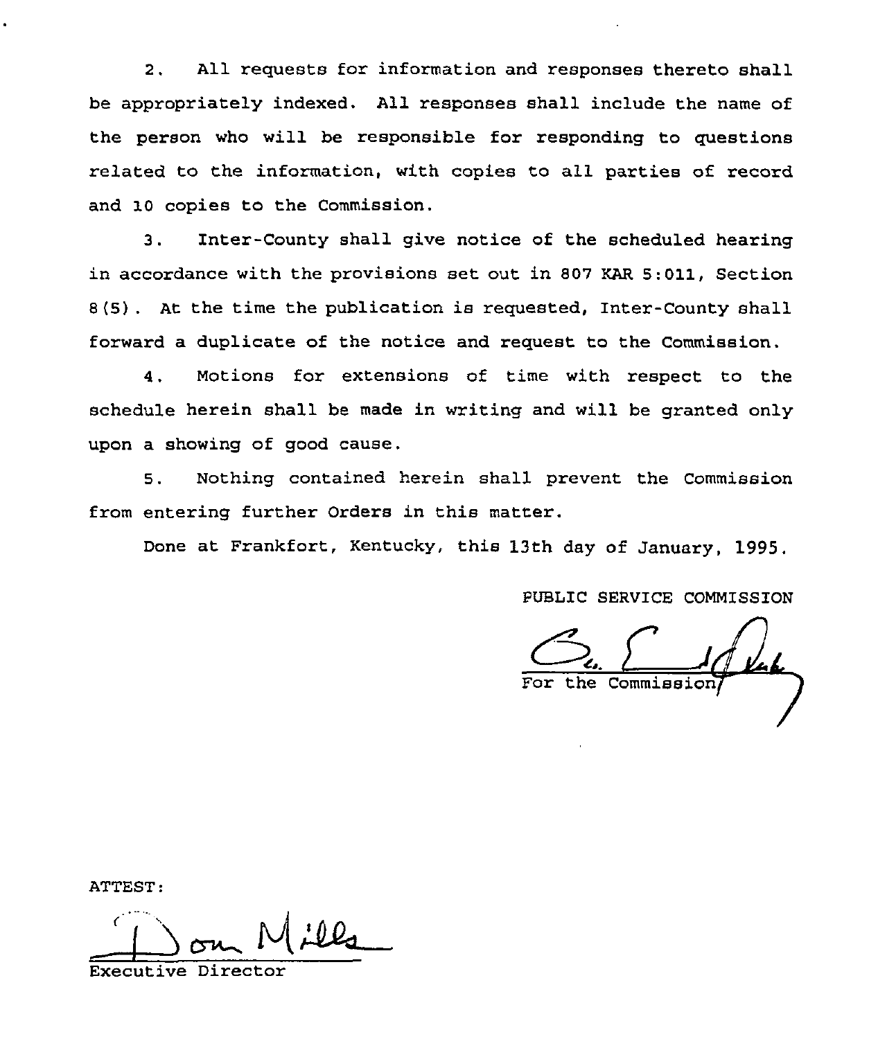2. All requests for information and responses thereto shall be appropriately indexed. All responses shall include the name of the person who will be responsible for responding to questions related to the information, with copies to all parties of record and 10 copies to the Commission.

3. Inter-County shall give notice of the scheduled hearing in accordance with the provisions set out in 807 KAR 5:011, Section 8(5). At the time the publication is requested, Inter-County shall forward a duplicate of the notice and request to the Commission.

4. Motions for extensions of time with respect to the schedule herein shall be made in writing and will be granted only upon a showing of good cause.

5. Nothing contained herein shall prevent the Commission from entering further Orders in this matter.

Done at Frankfort, Kentucky, this 13th day of January, 1995.

PUBLIC SERVICE COMMISSION

For the Commission

ATTEST:

Executive Director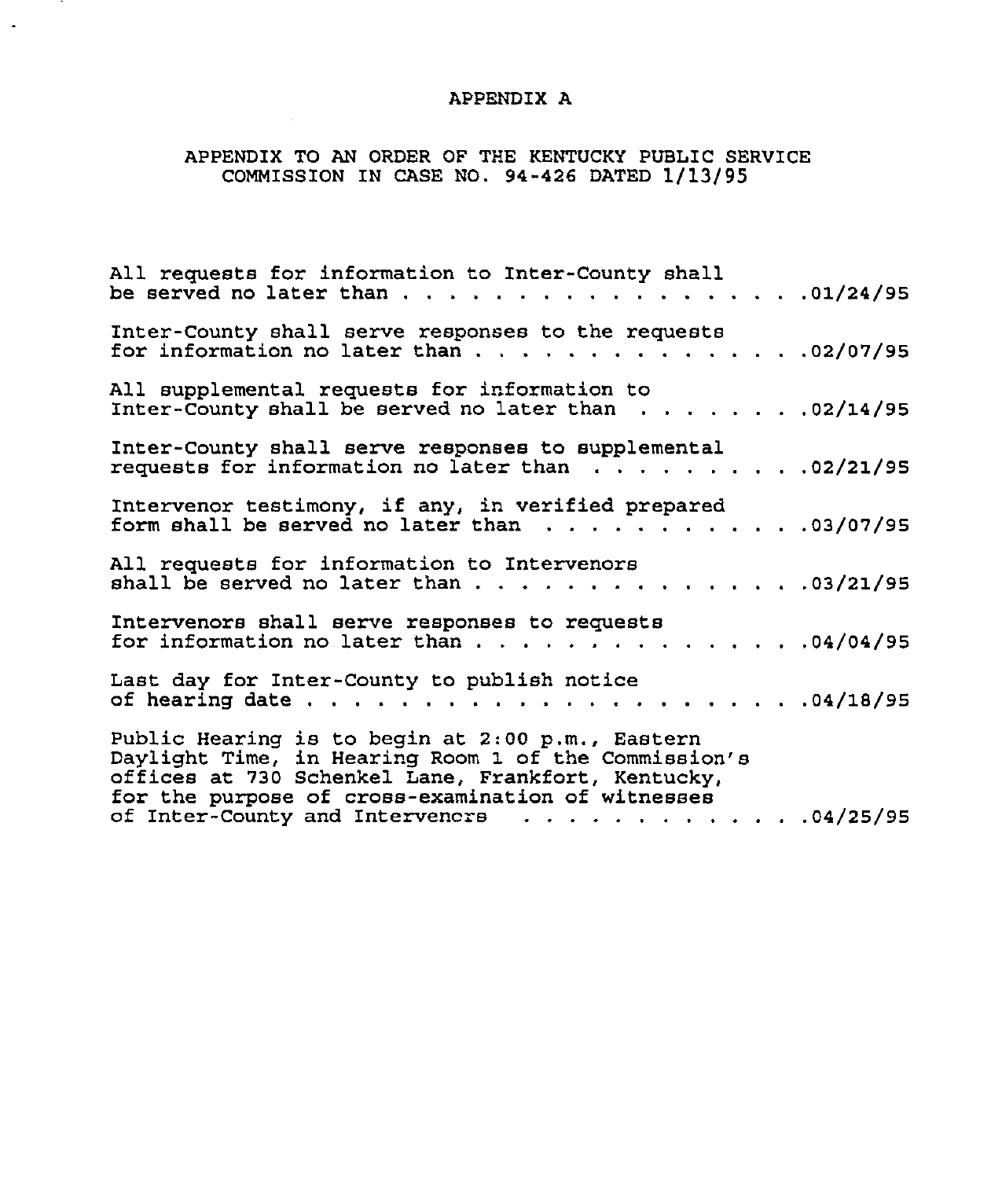# APPENDIX A

## APPENDIX TO AN ORDER OF THE KENTUCKY PUBLIC SERVICE COMMISSION IN CASE NO. 94-426 DATED 1/13/95

All requests for information to Inter-County shall be served no later than . . . . . . . . . . . . . . . . . . . .01/24/95

Inter-County shall serve responses to the requests for information no later than . . . . . . . . . . . . . . . .02/07/95

All supplemental requests for information to Inter-County shall be served no later than . . . . . . . . .02/14/95

Inter-County shall serve responses to supplemental requests for information no later than . . . . . . . . . .02/21/95

Intervenor testimony, if any, in verified prepared form shall be served no later than . . . . . . . . . . . .03/07/95

All requests for information to Intervenors shall be served no later than . . . . . . . . . . . . . . . .03/21/95

Intervenors shall serve responses to requests for information no later than . . . . . . . . . . . . . . . .04/04/95

Last day for Inter-County to publish notice of hearing date . . . . . . . . . . . . . . . . . . . . . . .04/18/95

Public Hearing is to begin at 2:00 p.m., Eastern Daylight Time, in Hearing Room 1 of the Commission's offices at 730 Schenkel Lane, Frankfort, Kentucky, for the purpose of cross-examination of witnesses of Inter-County and Intervenors . . . . . . . . . . . . .04/25/95